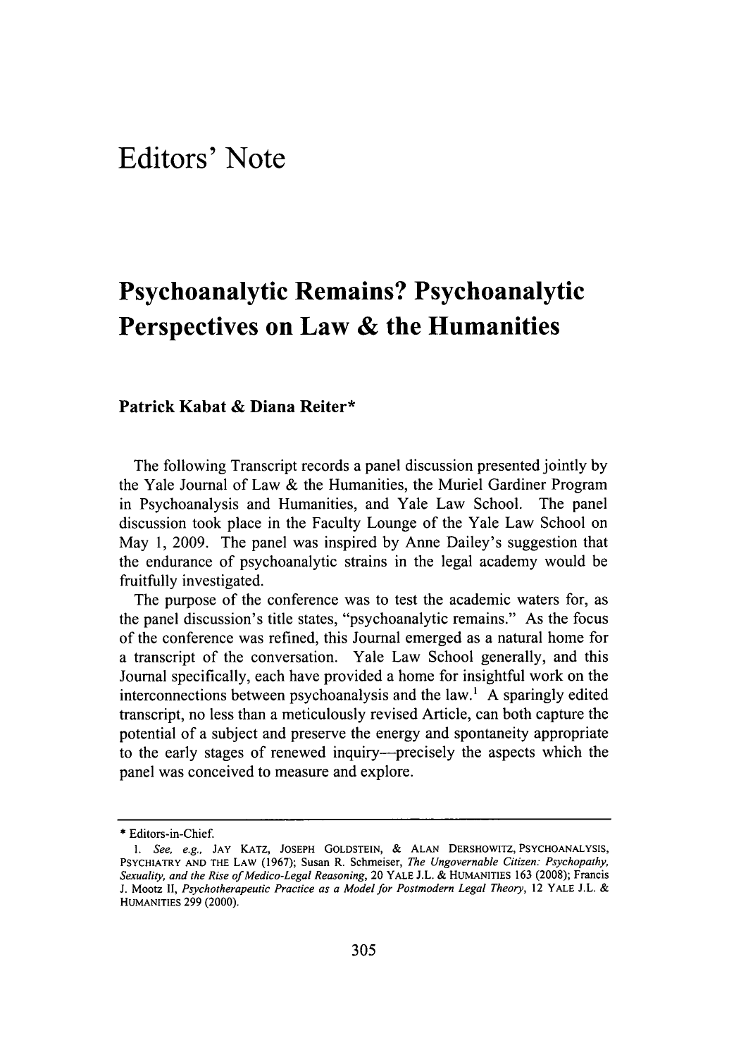# Editors' Note

## Psychoanalytic Remains? Psychoanalytic Perspectives on Law & the Humanities

**Patrick Kabat & Diana Reiter***

The following Transcript records a panel discussion presented jointly by the Yale Journal of Law & the Humanities, the Muriel Gardiner Program in Psychoanalysis and Humanities, and Yale Law School. The panel discussion took place in the Faculty Lounge of the Yale Law School on May 1, 2009. The panel was inspired by Anne Dailey's suggestion that the endurance of psychoanalytic strains in the legal academy would be fruitfully investigated.

The purpose of the conference was to test the academic waters for, as the panel discussion's title states, "psychoanalytic remains." As the focus of the conference was refined, this Journal emerged as a natural home for a transcript of the conversation. Yale Law School generally, and this Journal specifically, each have provided a home for insightful work on the interconnections between psychoanalysis and the law.[1] A sparingly edited transcript, no less than a meticulously revised Article, can both capture the potential of a subject and preserve the energy and spontaneity appropriate to the early stages of renewed inquiry—precisely the aspects which the panel was conceived to measure and explore.

---

\* Editors-in-Chief.

1. *See, e.g.*, JAY KATZ, JOSEPH GOLDSTEIN, & ALAN DERSHOWITZ, PSYCHOANALYSIS, PSYCHIATRY AND THE LAW (1967); Susan R. Schmeiser, *The Ungovernable Citizen: Psychopathy, Sexuality, and the Rise of Medico-Legal Reasoning*, 20 YALE J.L. & HUMANITIES 163 (2008); Francis J. Mootz II, *Psychotherapeutic Practice as a Model for Postmodern Legal Theory*, 12 YALE J.L. & HUMANITIES 299 (2000).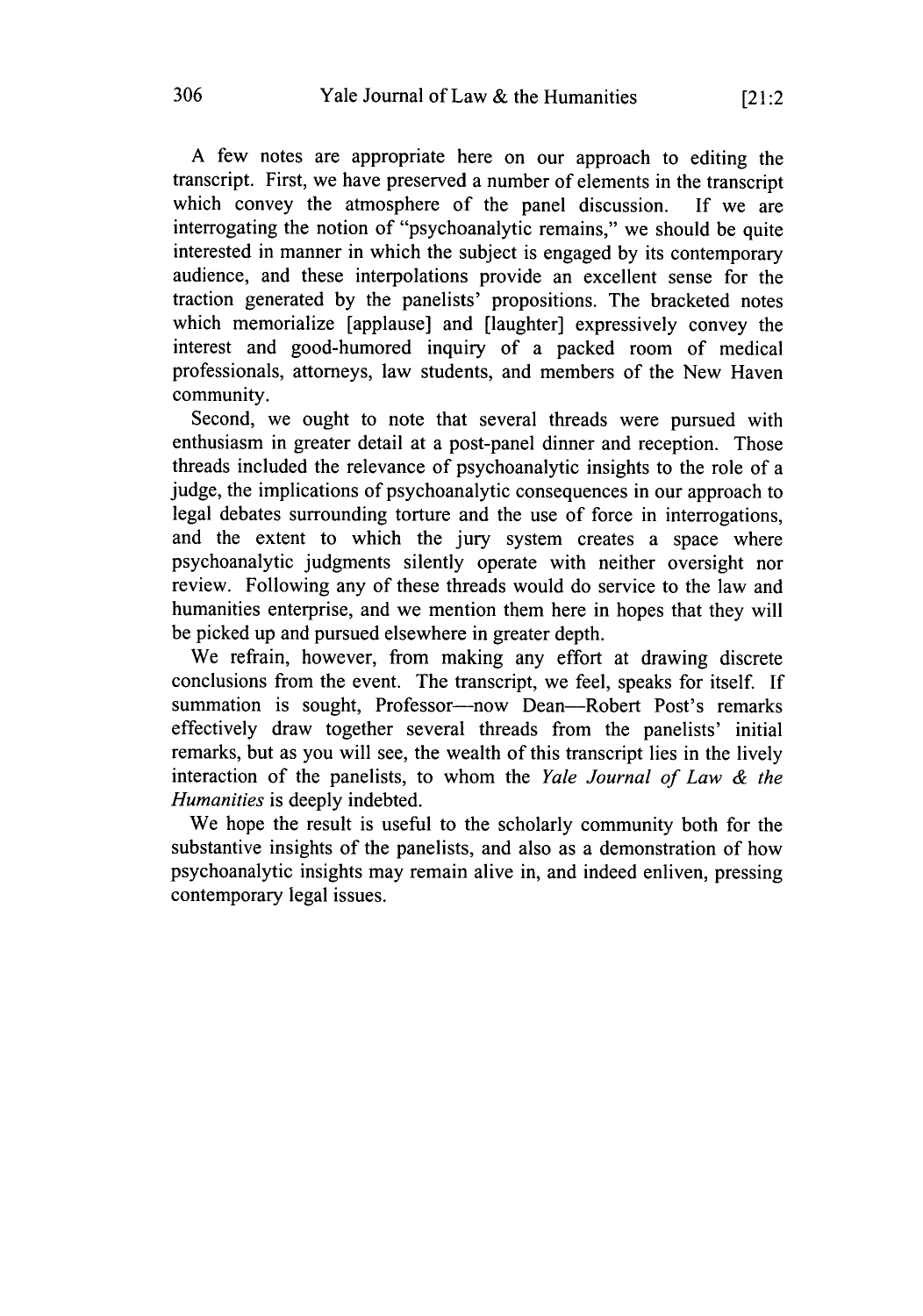A few notes are appropriate here on our approach to editing the transcript. First, we have preserved a number of elements in the transcript which convey the atmosphere of the panel discussion. If we are interrogating the notion of "psychoanalytic remains," we should be quite interested in manner in which the subject is engaged by its contemporary audience, and these interpolations provide an excellent sense for the traction generated by the panelists' propositions. The bracketed notes which memorialize [applause] and [laughter] expressively convey the interest and good-humored inquiry of a packed room of medical professionals, attorneys, law students, and members of the New Haven community.

Second, we ought to note that several threads were pursued with enthusiasm in greater detail at a post-panel dinner and reception. Those threads included the relevance of psychoanalytic insights to the role of a judge, the implications of psychoanalytic consequences in our approach to legal debates surrounding torture and the use of force in interrogations, and the extent to which the jury system creates a space where psychoanalytic judgments silently operate with neither oversight nor review. Following any of these threads would do service to the law and humanities enterprise, and we mention them here in hopes that they will be picked up and pursued elsewhere in greater depth.

We refrain, however, from making any effort at drawing discrete conclusions from the event. The transcript, we feel, speaks for itself. If summation is sought, Professor—now Dean—Robert Post's remarks effectively draw together several threads from the panelists' initial remarks, but as you will see, the wealth of this transcript lies in the lively interaction of the panelists, to whom the *Yale Journal of Law & the Humanities* is deeply indebted.

We hope the result is useful to the scholarly community both for the substantive insights of the panelists, and also as a demonstration of how psychoanalytic insights may remain alive in, and indeed enliven, pressing contemporary legal issues.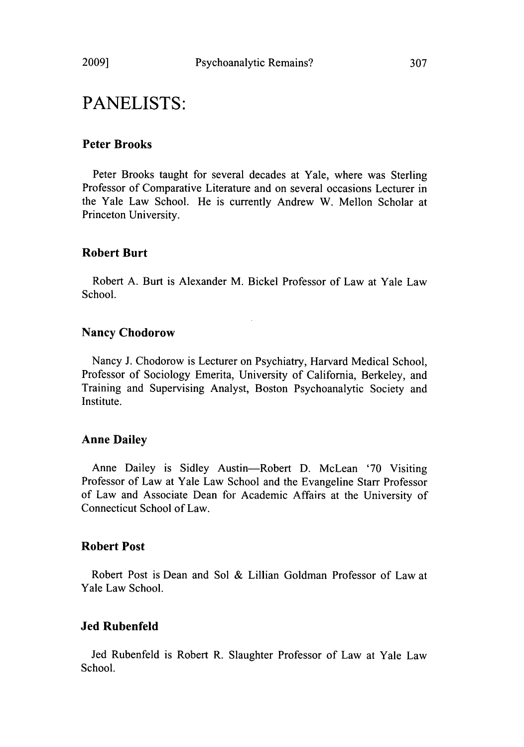# PANELISTS:

### Peter Brooks

Peter Brooks taught for several decades at Yale, where was Sterling Professor of Comparative Literature and on several occasions Lecturer in the Yale Law School. He is currently Andrew W. Mellon Scholar at Princeton University.

### Robert Burt

Robert A. Burt is Alexander M. Bickel Professor of Law at Yale Law School.

### Nancy Chodorow

Nancy J. Chodorow is Lecturer on Psychiatry, Harvard Medical School, Professor of Sociology Emerita, University of California, Berkeley, and Training and Supervising Analyst, Boston Psychoanalytic Society and Institute.

### Anne Dailey

Anne Dailey is Sidley Austin—Robert D. McLean '70 Visiting Professor of Law at Yale Law School and the Evangeline Starr Professor of Law and Associate Dean for Academic Affairs at the University of Connecticut School of Law.

### Robert Post

Robert Post is Dean and Sol & Lillian Goldman Professor of Law at Yale Law School.

### Jed Rubenfeld

Jed Rubenfeld is Robert R. Slaughter Professor of Law at Yale Law School.